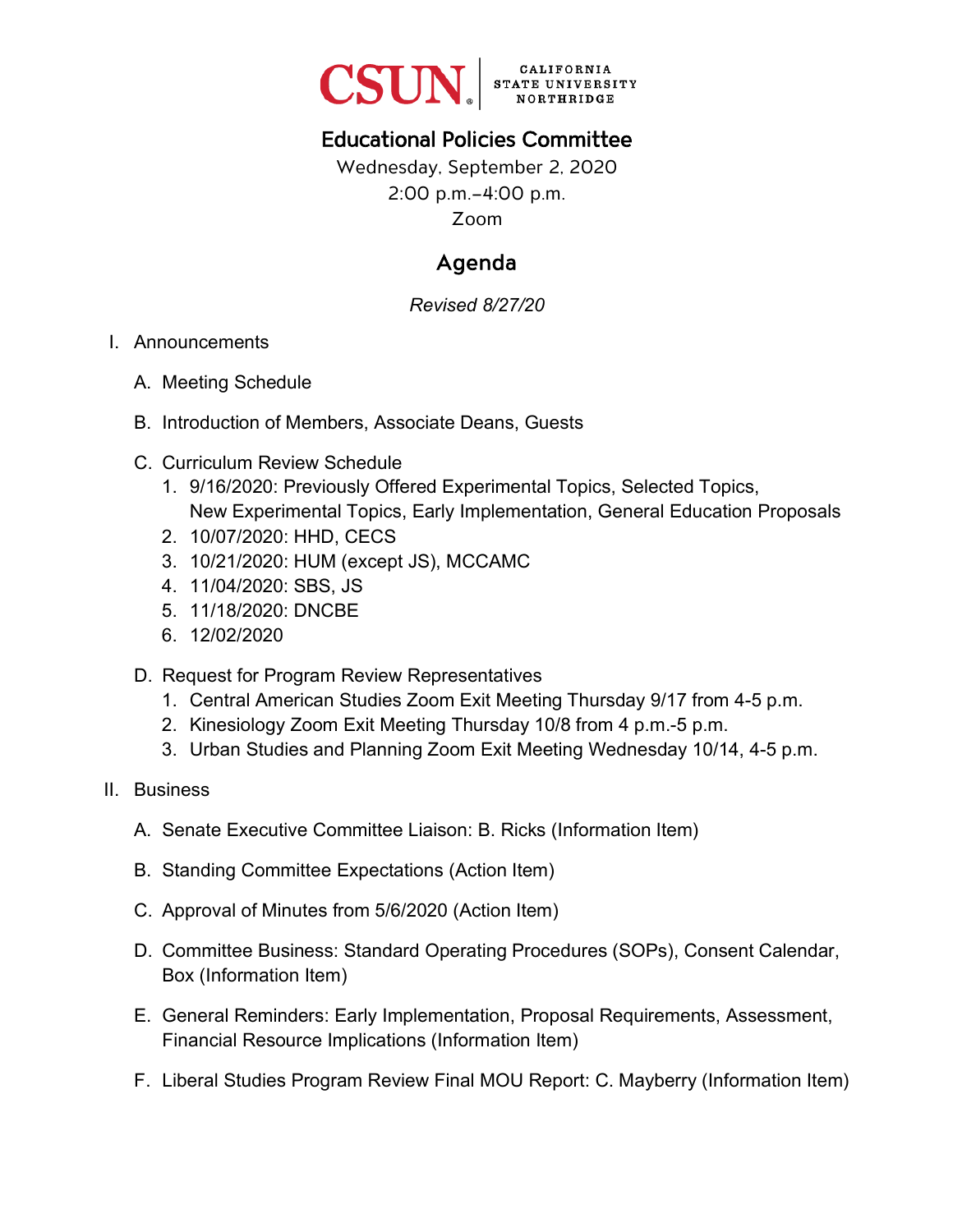CSUN | CALIFORNIA STATE UNIVERSITY NORTHRIDGE

# Educational Policies Committee

Wednesday, September 2, 2020
2:00 p.m.–4:00 p.m.
Zoom

## Agenda

*Revised 8/27/20*

I. Announcements

   A. Meeting Schedule

   B. Introduction of Members, Associate Deans, Guests

   C. Curriculum Review Schedule
      1. 9/16/2020: Previously Offered Experimental Topics, Selected Topics, New Experimental Topics, Early Implementation, General Education Proposals
      2. 10/07/2020: HHD, CECS
      3. 10/21/2020: HUM (except JS), MCCAMC
      4. 11/04/2020: SBS, JS
      5. 11/18/2020: DNCBE
      6. 12/02/2020

   D. Request for Program Review Representatives
      1. Central American Studies Zoom Exit Meeting Thursday 9/17 from 4-5 p.m.
      2. Kinesiology Zoom Exit Meeting Thursday 10/8 from 4 p.m.-5 p.m.
      3. Urban Studies and Planning Zoom Exit Meeting Wednesday 10/14, 4-5 p.m.

II. Business

   A. Senate Executive Committee Liaison: B. Ricks (Information Item)

   B. Standing Committee Expectations (Action Item)

   C. Approval of Minutes from 5/6/2020 (Action Item)

   D. Committee Business: Standard Operating Procedures (SOPs), Consent Calendar, Box (Information Item)

   E. General Reminders: Early Implementation, Proposal Requirements, Assessment, Financial Resource Implications (Information Item)

   F. Liberal Studies Program Review Final MOU Report: C. Mayberry (Information Item)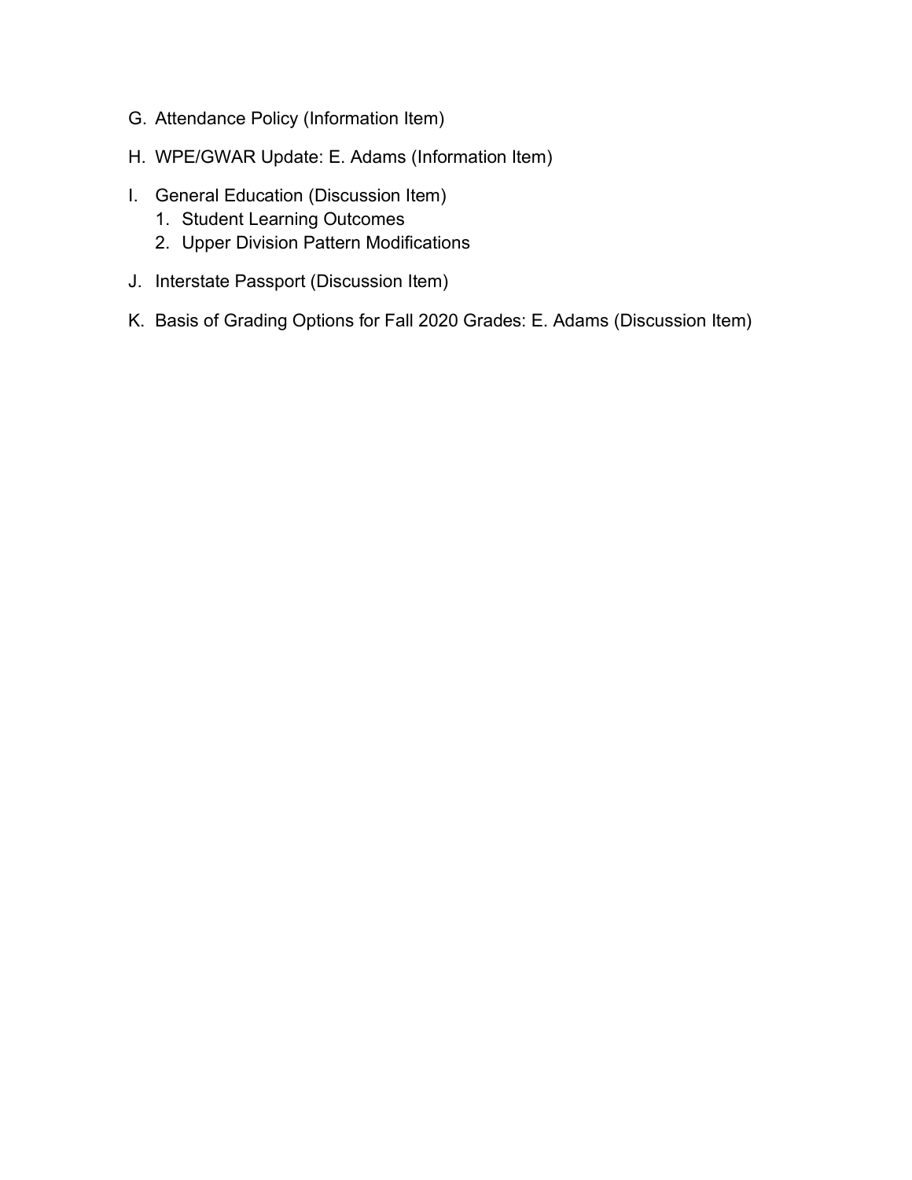G. Attendance Policy (Information Item)

H. WPE/GWAR Update: E. Adams (Information Item)

I. General Education (Discussion Item)
   1. Student Learning Outcomes
   2. Upper Division Pattern Modifications

J. Interstate Passport (Discussion Item)

K. Basis of Grading Options for Fall 2020 Grades: E. Adams (Discussion Item)